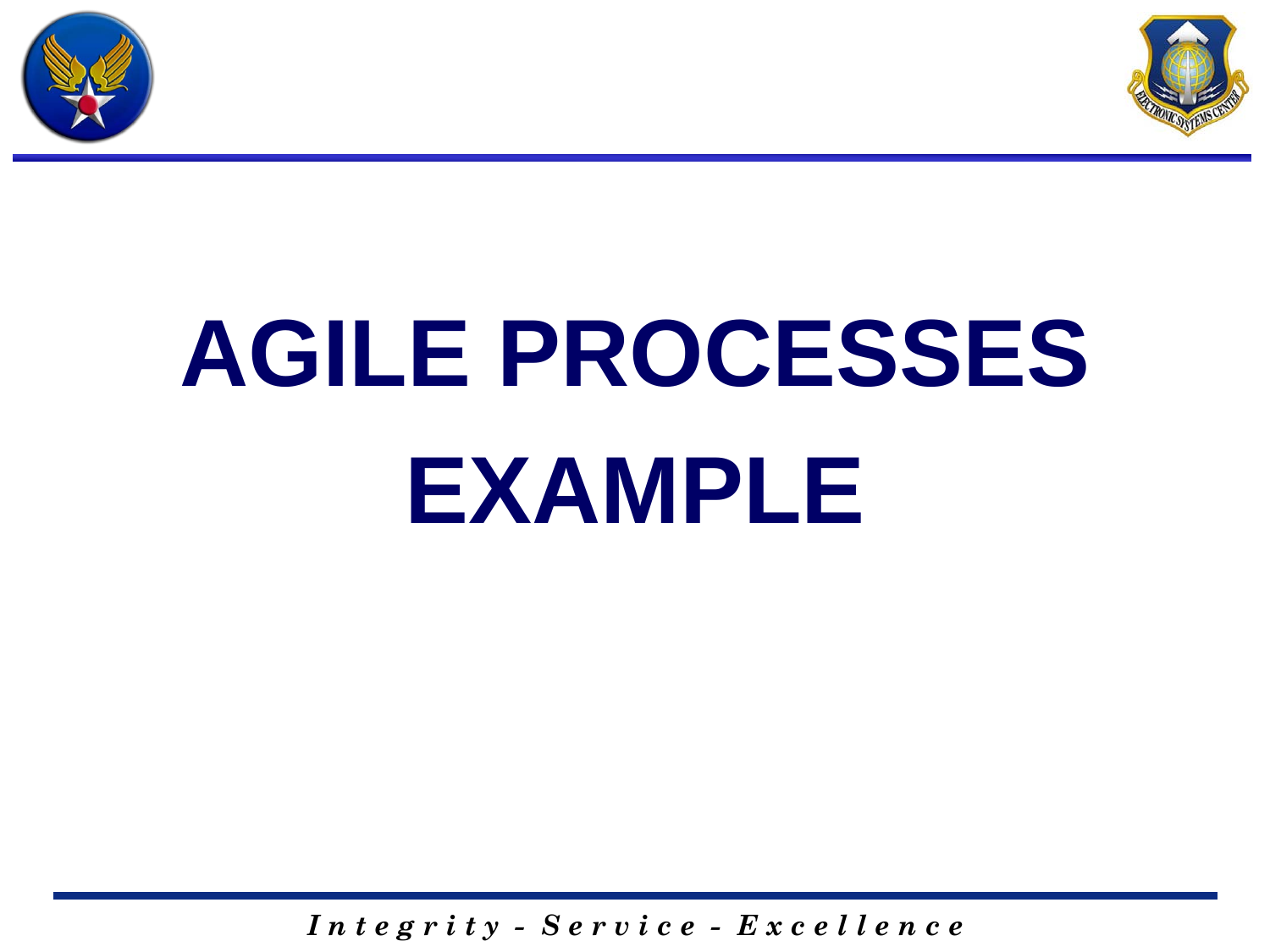# AGILE PROCESSES EXAMPLE

*Integrity - Service - Excellence*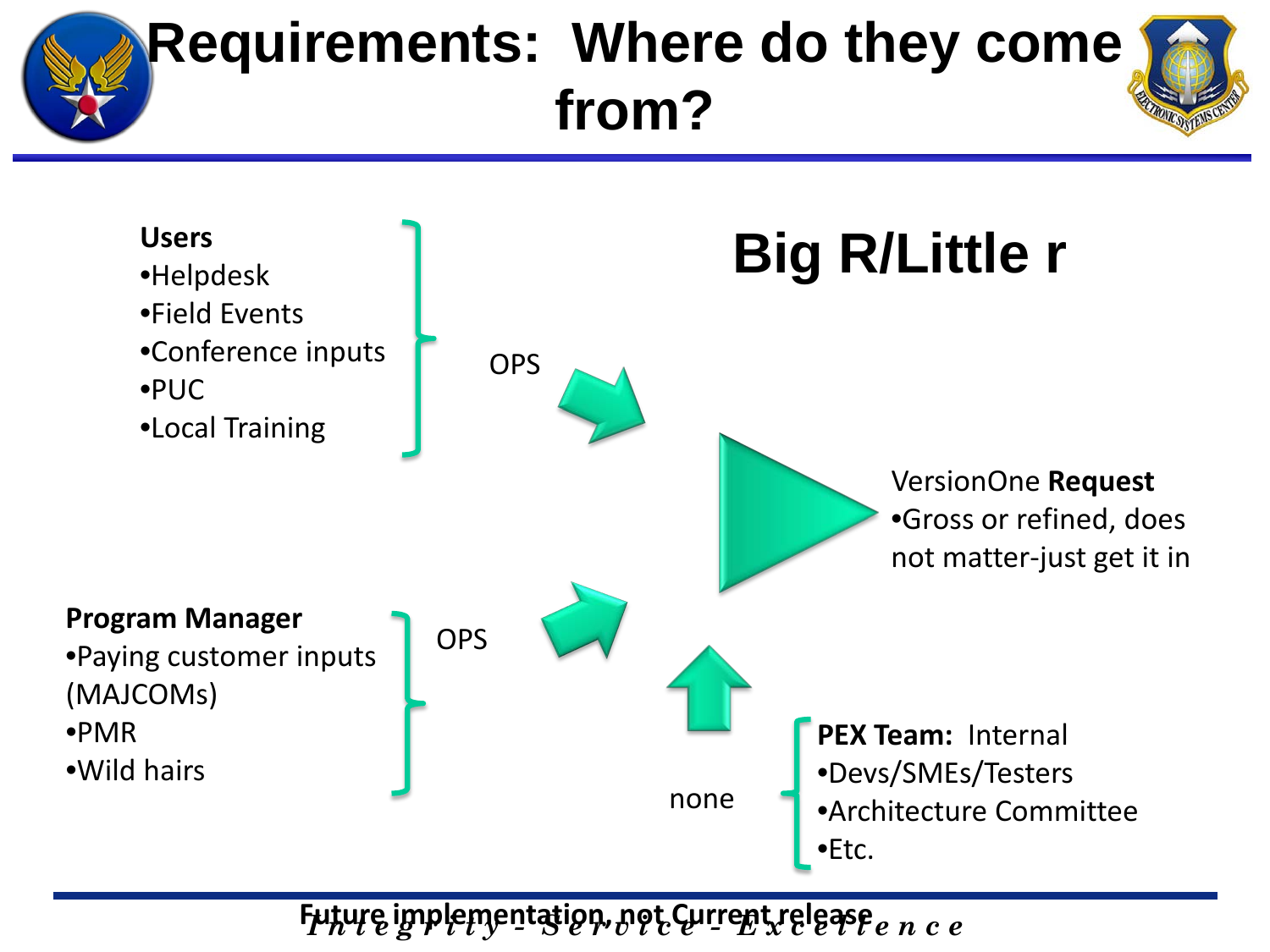# Requirements: Where do they come from?

## Big R/Little r

**Users**
- Helpdesk
- Field Events
- Conference inputs
- PUC
- Local Training

OPS

**Program Manager**
- Paying customer inputs (MAJCOMs)
- PMR
- Wild hairs

OPS

**PEX Team:** Internal
- Devs/SMEs/Testers
- Architecture Committee
- Etc.

none

VersionOne **Request**
- Gross or refined, does not matter-just get it in

Future implementation, not Current release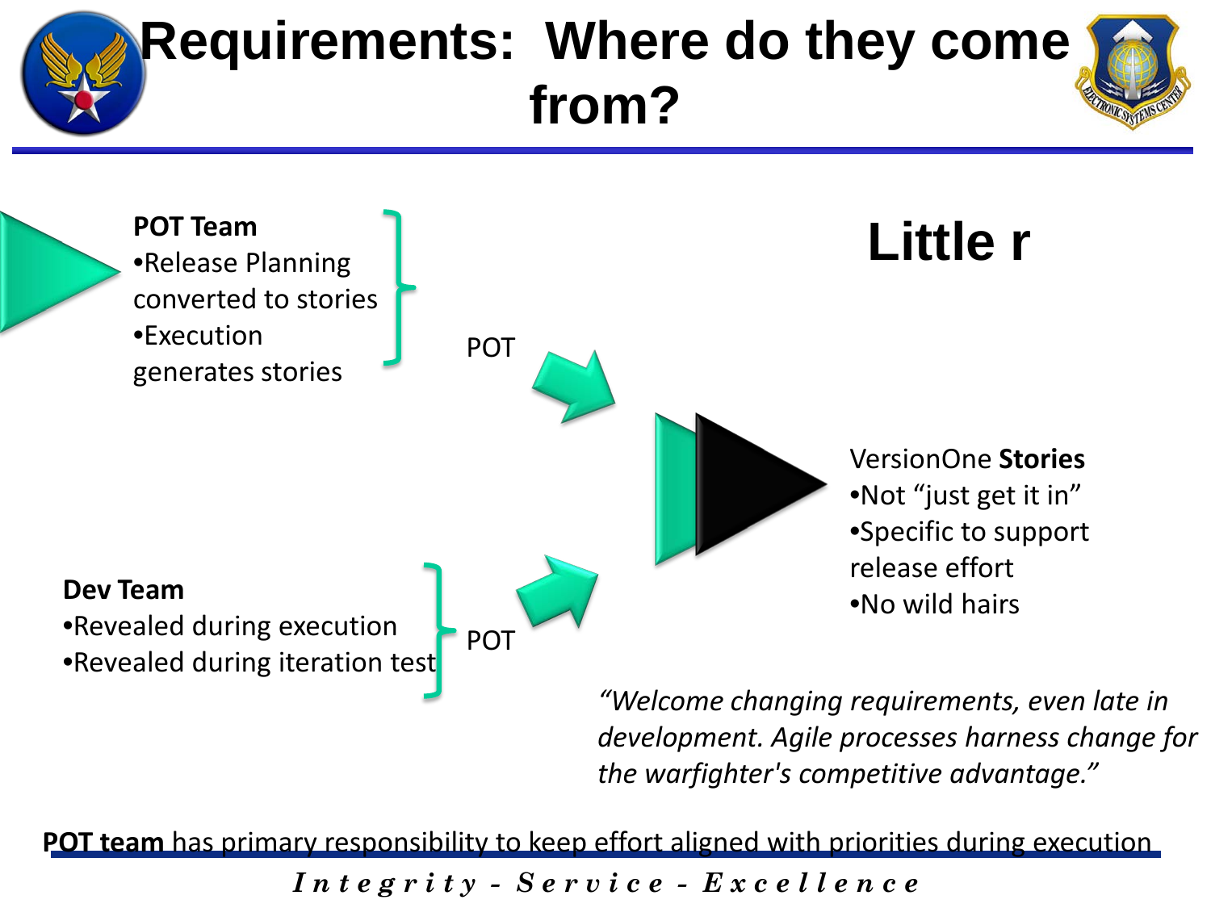# Requirements: Where do they come from?

## Little r

**POT Team**

- Release Planning converted to stories
- Execution generates stories

POT

**Dev Team**

- Revealed during execution
- Revealed during iteration test

POT

VersionOne **Stories**

- Not "just get it in"
- Specific to support release effort
- No wild hairs

*"Welcome changing requirements, even late in development. Agile processes harness change for the warfighter's competitive advantage."*

**POT team** has primary responsibility to keep effort aligned with priorities during execution

*Integrity - Service - Excellence*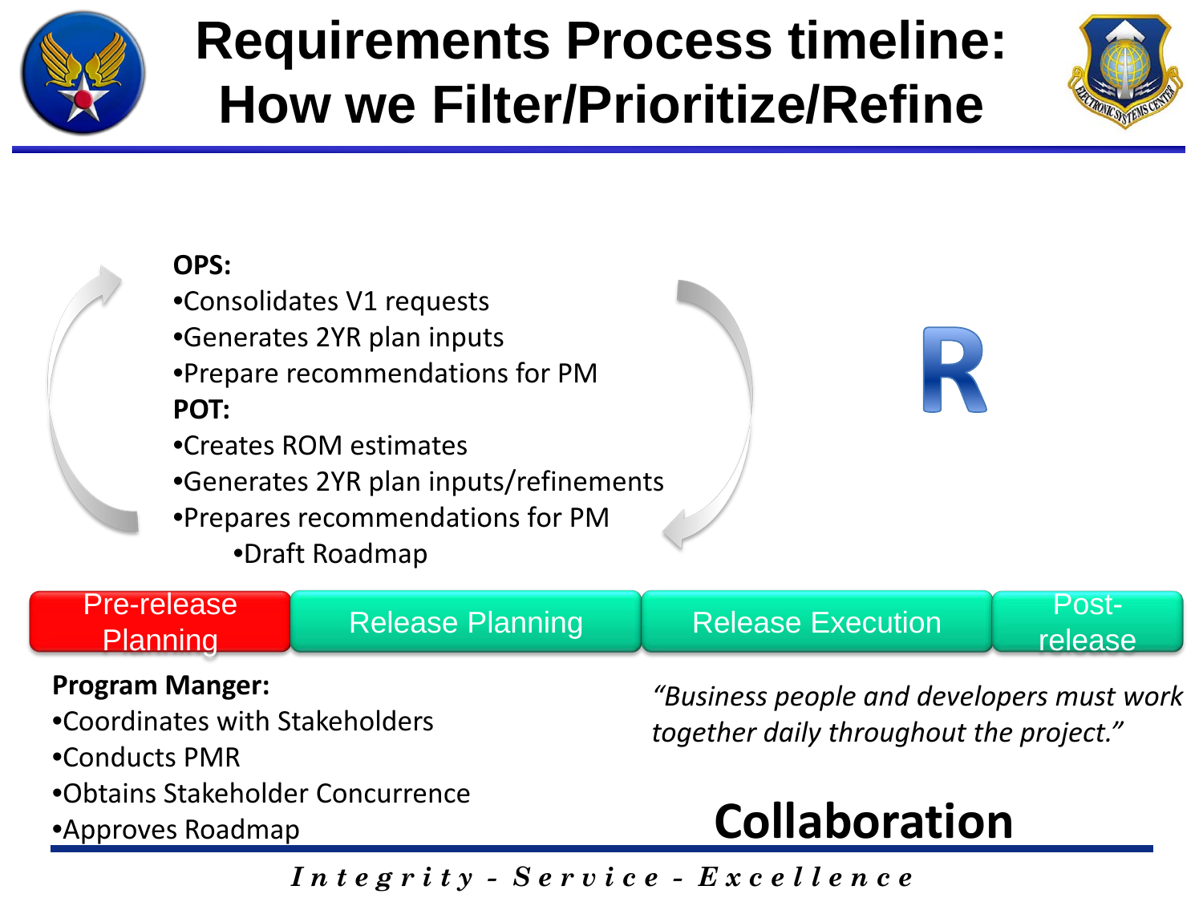# Requirements Process timeline: How we Filter/Prioritize/Refine

**OPS:**

- Consolidates V1 requests
- Generates 2YR plan inputs
- Prepare recommendations for PM

**POT:**

- Creates ROM estimates
- Generates 2YR plan inputs/refinements
- Prepares recommendations for PM
  - Draft Roadmap

R

| Pre-release Planning | Release Planning | Release Execution | Post-release |
|---|---|---|---|

**Program Manger:**

- Coordinates with Stakeholders
- Conducts PMR
- Obtains Stakeholder Concurrence
- Approves Roadmap

*"Business people and developers must work together daily throughout the project."*

**Collaboration**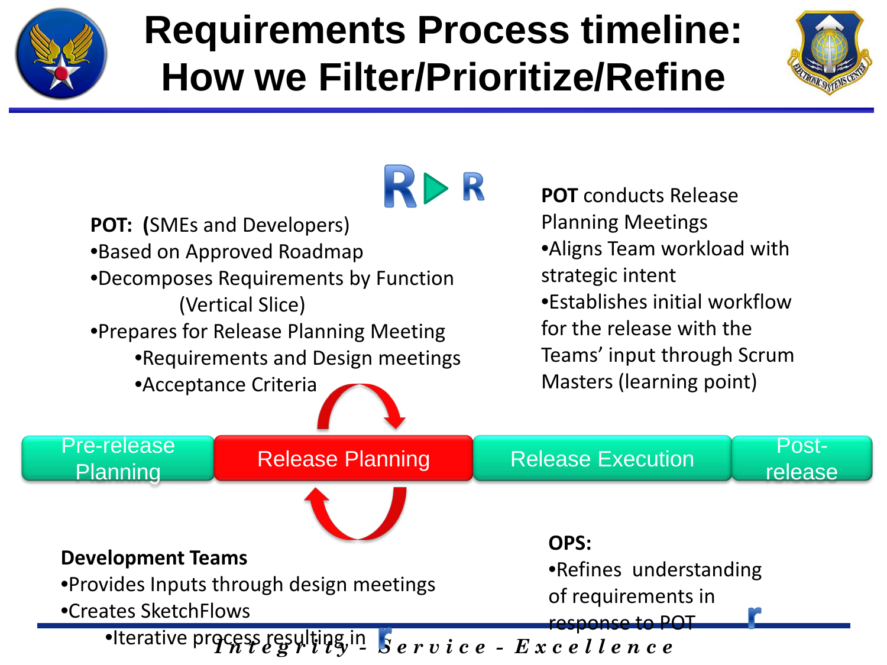# Requirements Process timeline: How we Filter/Prioritize/Refine

**POT:** (SMEs and Developers)

- Based on Approved Roadmap
- Decomposes Requirements by Function (Vertical Slice)
- Prepares for Release Planning Meeting
  - Requirements and Design meetings
  - Acceptance Criteria

**POT** conducts Release Planning Meetings

- Aligns Team workload with strategic intent
- Establishes initial workflow for the release with the Teams' input through Scrum Masters (learning point)

Pre-release Planning | Release Planning | Release Execution | Post-release

**Development Teams**

- Provides Inputs through design meetings
- Creates SketchFlows
  - Iterative process resulting in

**OPS:**

- Refines understanding of requirements in response to POT

*Integrity - Service - Excellence*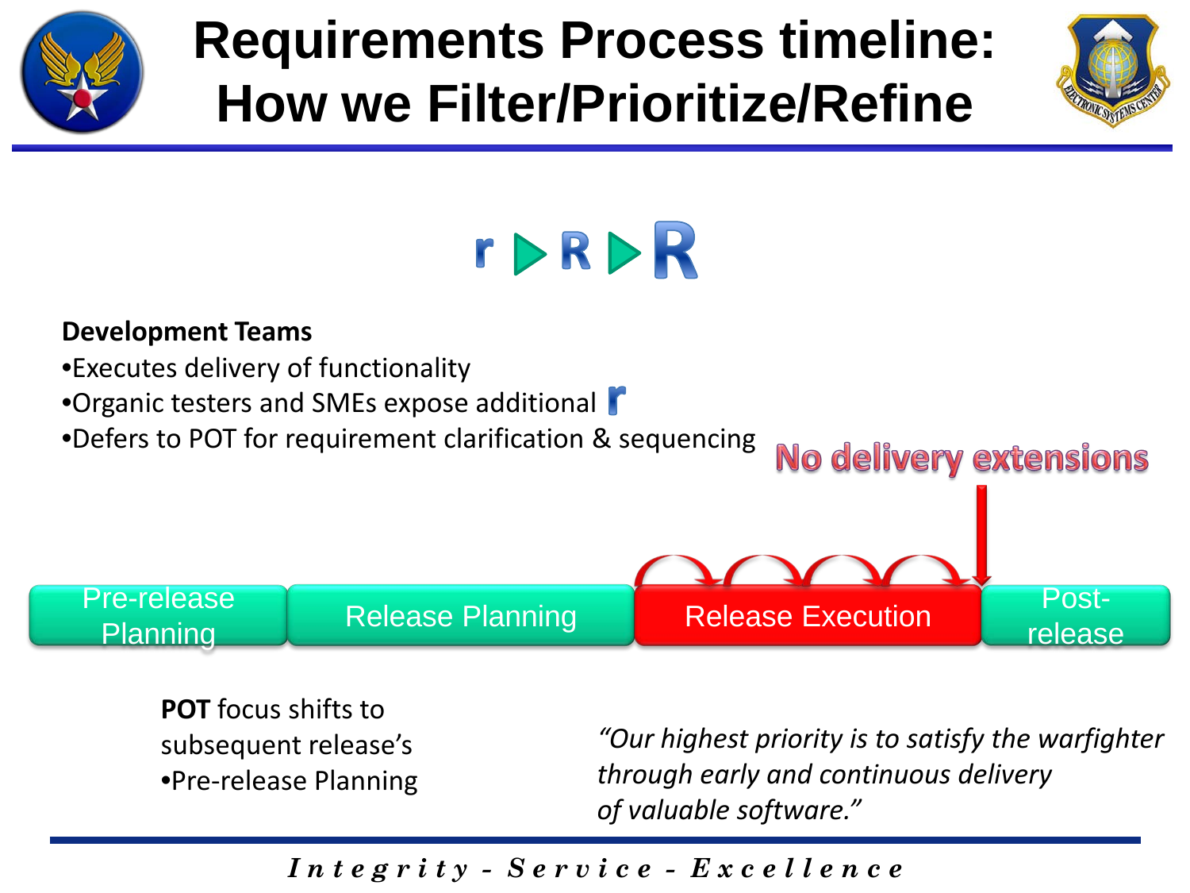# Requirements Process timeline: How we Filter/Prioritize/Refine

r ▶ R ▶ R

**Development Teams**

- Executes delivery of functionality
- Organic testers and SMEs expose additional r
- Defers to POT for requirement clarification & sequencing

No delivery extensions

Pre-release Planning | Release Planning | Release Execution | Post-release

**POT** focus shifts to subsequent release's

- Pre-release Planning

*"Our highest priority is to satisfy the warfighter through early and continuous delivery of valuable software."*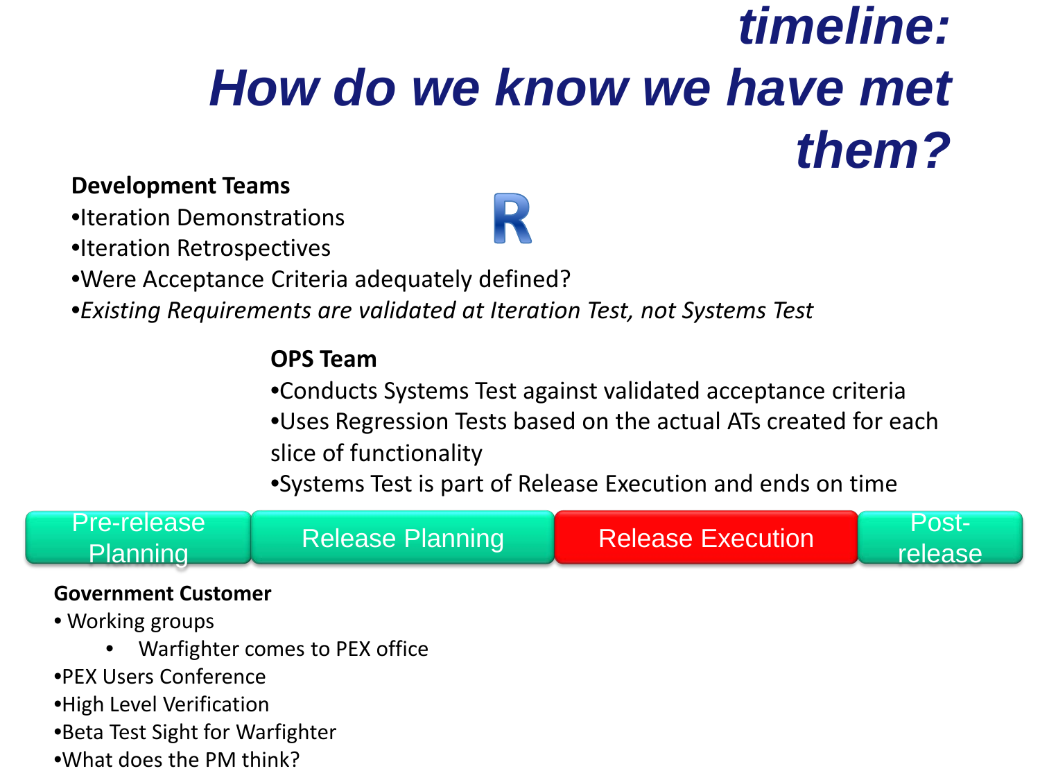# timeline: How do we know we have met them?

**Development Teams**

- Iteration Demonstrations
- Iteration Retrospectives
- Were Acceptance Criteria adequately defined?
- *Existing Requirements are validated at Iteration Test, not Systems Test*

R

**OPS Team**

- Conducts Systems Test against validated acceptance criteria
- Uses Regression Tests based on the actual ATs created for each slice of functionality
- Systems Test is part of Release Execution and ends on time

Pre-release Planning | Release Planning | Release Execution | Post-release

**Government Customer**

- Working groups
    - Warfighter comes to PEX office
- PEX Users Conference
- High Level Verification
- Beta Test Sight for Warfighter
- What does the PM think?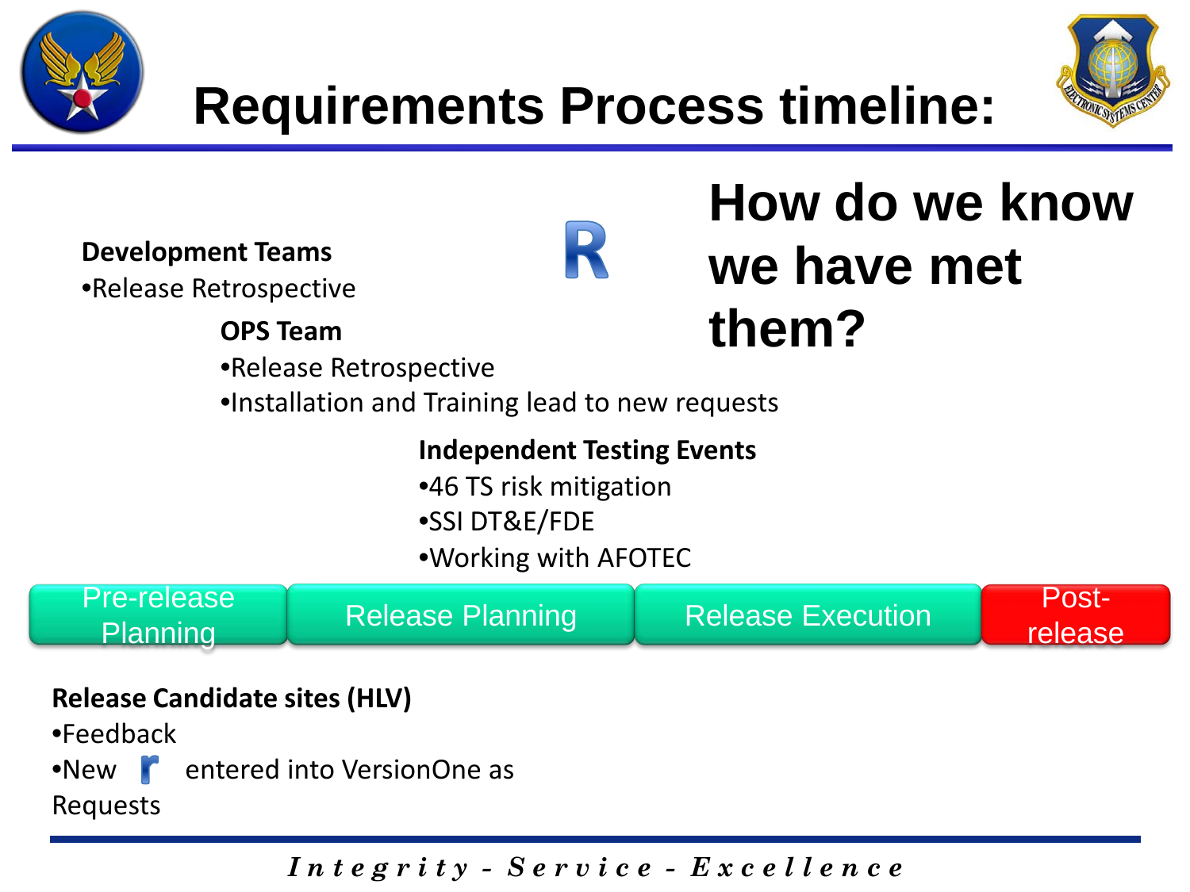# Requirements Process timeline:

R

## How do we know we have met them?

**Development Teams**

- Release Retrospective

**OPS Team**

- Release Retrospective
- Installation and Training lead to new requests

**Independent Testing Events**

- 46 TS risk mitigation
- SSI DT&E/FDE
- Working with AFOTEC

| Pre-release Planning | Release Planning | Release Execution | Post-release |
|---|---|---|---|

**Release Candidate sites (HLV)**

- Feedback
- New r entered into VersionOne as Requests

*Integrity - Service - Excellence*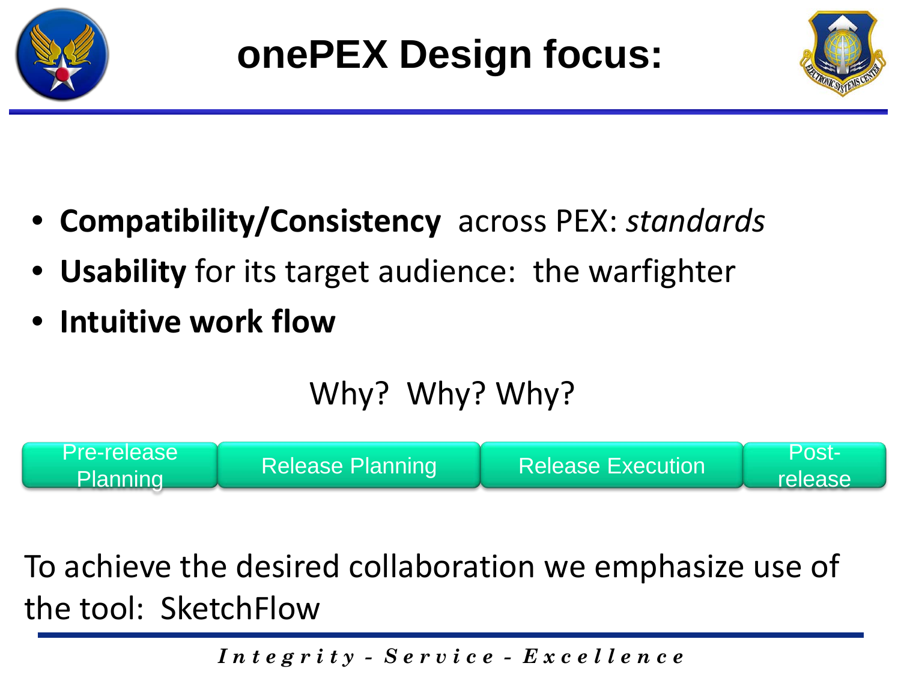# onePEX Design focus:

- **Compatibility/Consistency** across PEX: *standards*
- **Usability** for its target audience: the warfighter
- **Intuitive work flow**

Why? Why? Why?

| Pre-release Planning | Release Planning | Release Execution | Post-release |
|---|---|---|---|

To achieve the desired collaboration we emphasize use of the tool: SketchFlow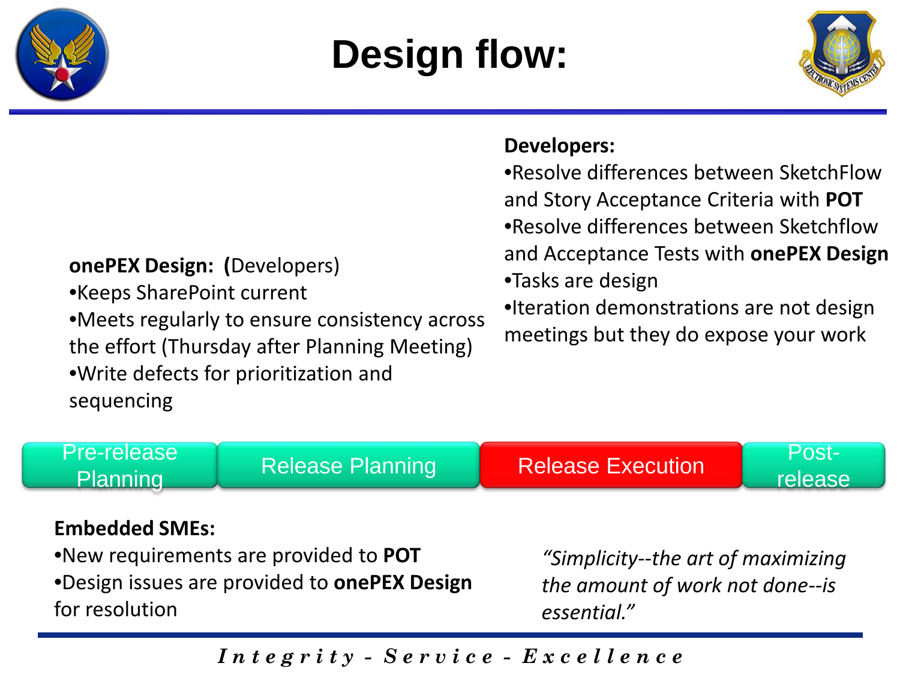# Design flow:

**Developers:**

- Resolve differences between SketchFlow and Story Acceptance Criteria with **POT**
- Resolve differences between Sketchflow and Acceptance Tests with **onePEX Design**
- Tasks are design
- Iteration demonstrations are not design meetings but they do expose your work

**onePEX Design: (**Developers)

- Keeps SharePoint current
- Meets regularly to ensure consistency across the effort (Thursday after Planning Meeting)
- Write defects for prioritization and sequencing

Pre-release Planning → Release Planning → Release Execution → Post-release

**Embedded SMEs:**

- New requirements are provided to **POT**
- Design issues are provided to **onePEX Design** for resolution

*"Simplicity--the art of maximizing the amount of work not done--is essential."*

*Integrity - Service - Excellence*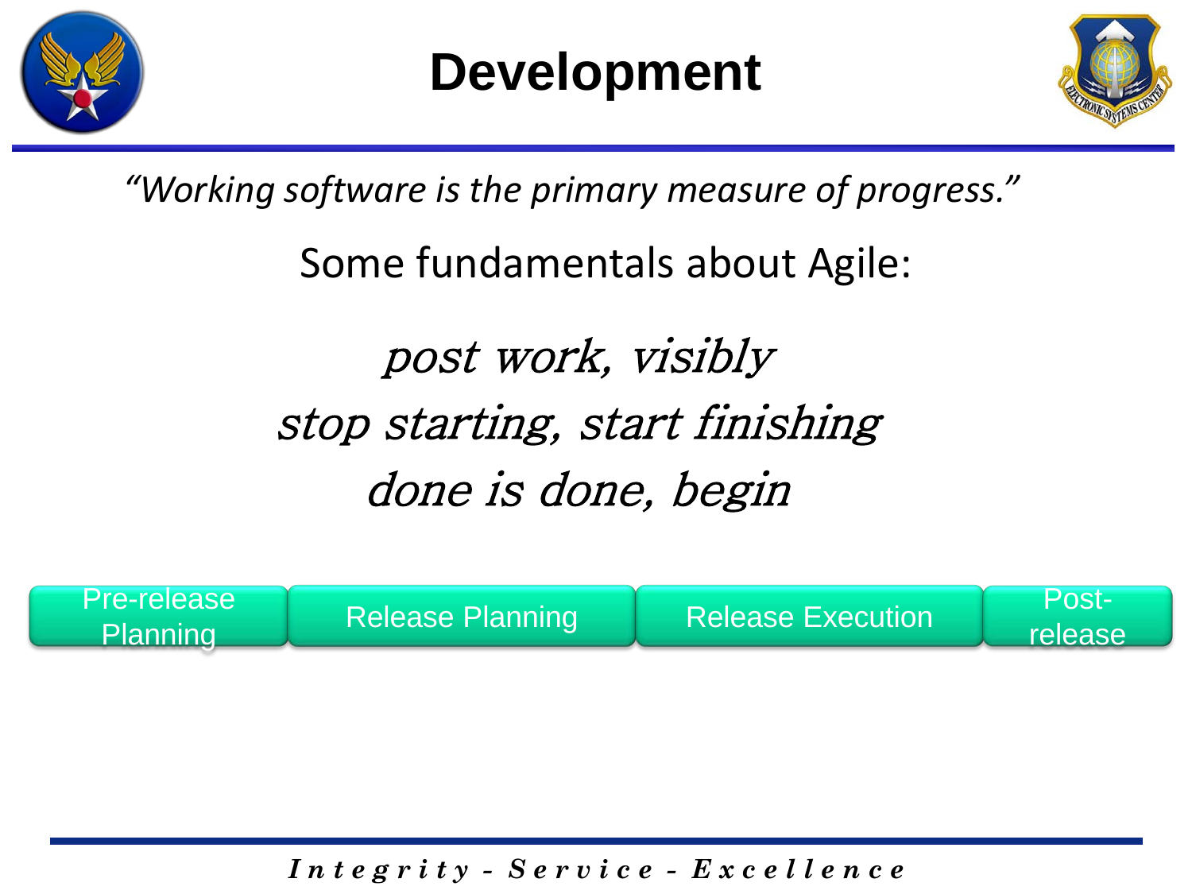# Development

*"Working software is the primary measure of progress."*

Some fundamentals about Agile:

*post work, visibly*

*stop starting, start finishing*

*done is done, begin*

Pre-release Planning | Release Planning | Release Execution | Post-release

*Integrity - Service - Excellence*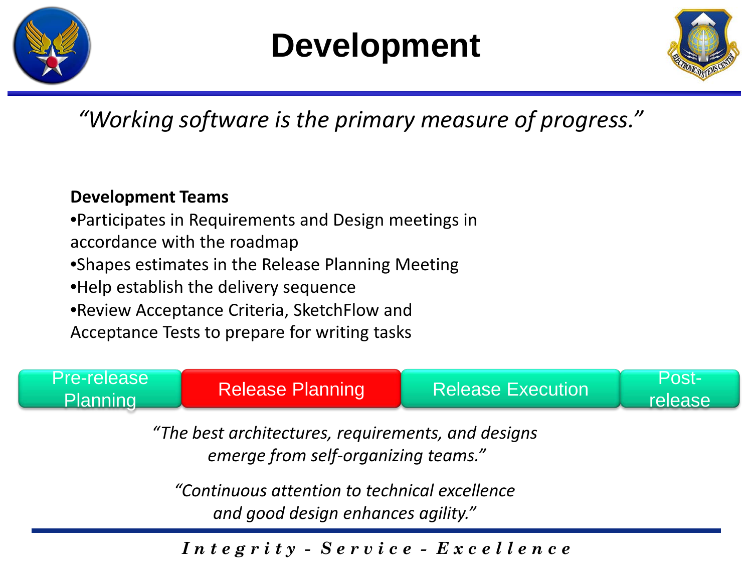# Development

*"Working software is the primary measure of progress."*

**Development Teams**

- Participates in Requirements and Design meetings in accordance with the roadmap
- Shapes estimates in the Release Planning Meeting
- Help establish the delivery sequence
- Review Acceptance Criteria, SketchFlow and Acceptance Tests to prepare for writing tasks

Pre-release Planning | **Release Planning** | Release Execution | Post-release

*"The best architectures, requirements, and designs emerge from self-organizing teams."*

*"Continuous attention to technical excellence and good design enhances agility."*

***Integrity - Service - Excellence***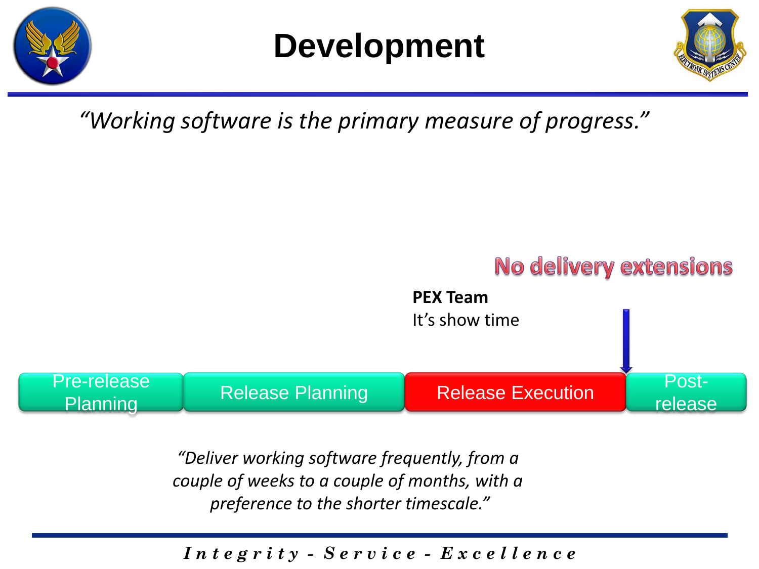# Development

*"Working software is the primary measure of progress."*

No delivery extensions

**PEX Team**
It's show time

Pre-release Planning

Release Planning

Release Execution

Post-release

*"Deliver working software frequently, from a couple of weeks to a couple of months, with a preference to the shorter timescale."*

***Integrity - Service - Excellence***